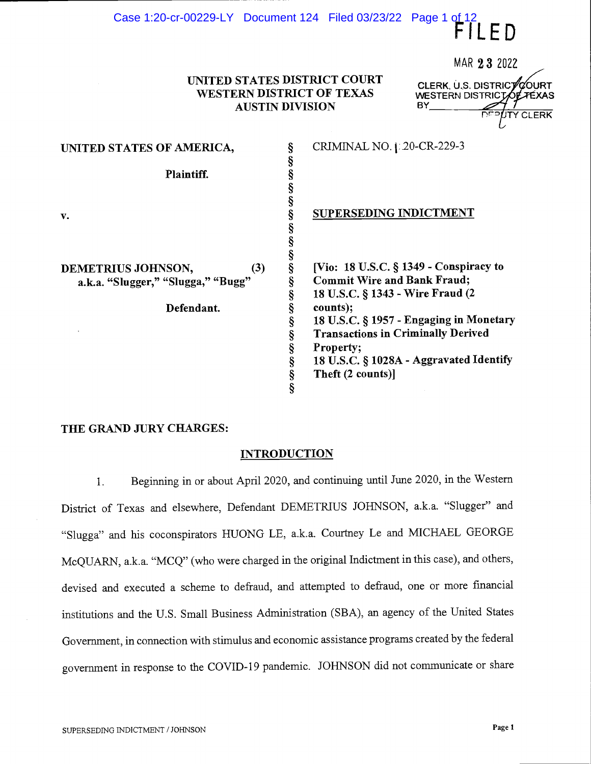FILED

MAR 23 2022

CLERK, U.S. DISTRICT COURT
WESTERN DISTRICT OF TEXAS
BY ________ DEPUTY CLERK

**UNITED STATES DISTRICT COURT**
**WESTERN DISTRICT OF TEXAS**
**AUSTIN DIVISION**

| | | |
|---|---|---|
| **UNITED STATES OF AMERICA,** | § | CRIMINAL NO. 1:20-CR-229-3 |
| **Plaintiff.** | § | |
| **v.** | § | **SUPERSEDING INDICTMENT** |
| **DEMETRIUS JOHNSON, (3)** **a.k.a. "Slugger," "Slugga," "Bugg"** | § | **[Vio: 18 U.S.C. § 1349 - Conspiracy to Commit Wire and Bank Fraud; 18 U.S.C. § 1343 - Wire Fraud (2 counts); 18 U.S.C. § 1957 - Engaging in Monetary Transactions in Criminally Derived Property; 18 U.S.C. § 1028A - Aggravated Identify Theft (2 counts)]** |
| **Defendant.** | § | |

**THE GRAND JURY CHARGES:**

## INTRODUCTION

1. Beginning in or about April 2020, and continuing until June 2020, in the Western District of Texas and elsewhere, Defendant DEMETRIUS JOHNSON, a.k.a. "Slugger" and "Slugga" and his coconspirators HUONG LE, a.k.a. Courtney Le and MICHAEL GEORGE McQUARN, a.k.a. "MCQ" (who were charged in the original Indictment in this case), and others, devised and executed a scheme to defraud, and attempted to defraud, one or more financial institutions and the U.S. Small Business Administration (SBA), an agency of the United States Government, in connection with stimulus and economic assistance programs created by the federal government in response to the COVID-19 pandemic. JOHNSON did not communicate or share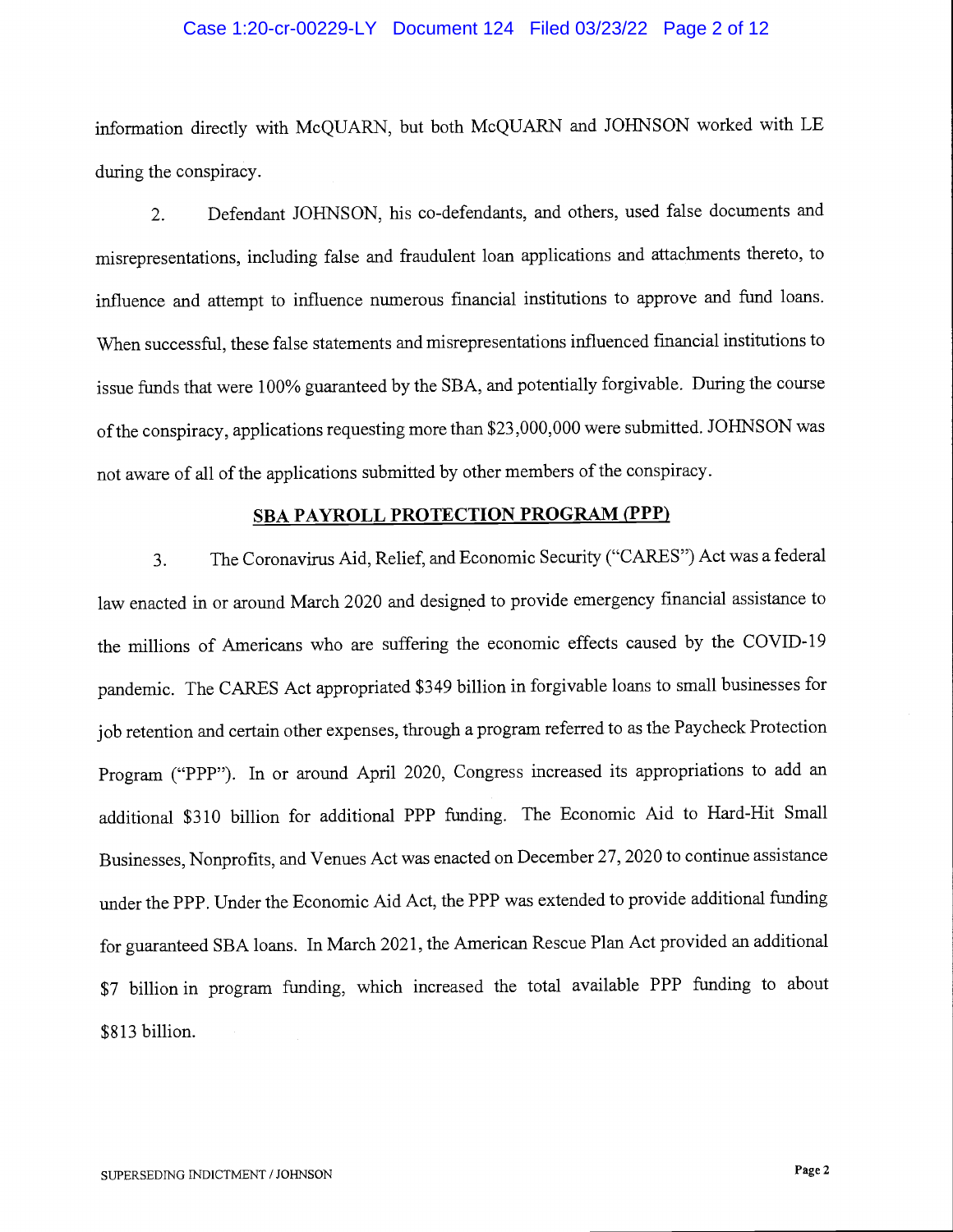information directly with McQUARN, but both McQUARN and JOHNSON worked with LE during the conspiracy.

2. Defendant JOHNSON, his co-defendants, and others, used false documents and misrepresentations, including false and fraudulent loan applications and attachments thereto, to influence and attempt to influence numerous financial institutions to approve and fund loans. When successful, these false statements and misrepresentations influenced financial institutions to issue funds that were 100% guaranteed by the SBA, and potentially forgivable. During the course of the conspiracy, applications requesting more than $23,000,000 were submitted. JOHNSON was not aware of all of the applications submitted by other members of the conspiracy.

## SBA PAYROLL PROTECTION PROGRAM (PPP)

3. The Coronavirus Aid, Relief, and Economic Security ("CARES") Act was a federal law enacted in or around March 2020 and designed to provide emergency financial assistance to the millions of Americans who are suffering the economic effects caused by the COVID-19 pandemic. The CARES Act appropriated $349 billion in forgivable loans to small businesses for job retention and certain other expenses, through a program referred to as the Paycheck Protection Program ("PPP"). In or around April 2020, Congress increased its appropriations to add an additional $310 billion for additional PPP funding. The Economic Aid to Hard-Hit Small Businesses, Nonprofits, and Venues Act was enacted on December 27, 2020 to continue assistance under the PPP. Under the Economic Aid Act, the PPP was extended to provide additional funding for guaranteed SBA loans. In March 2021, the American Rescue Plan Act provided an additional $7 billion in program funding, which increased the total available PPP funding to about $813 billion.

SUPERSEDING INDICTMENT / JOHNSON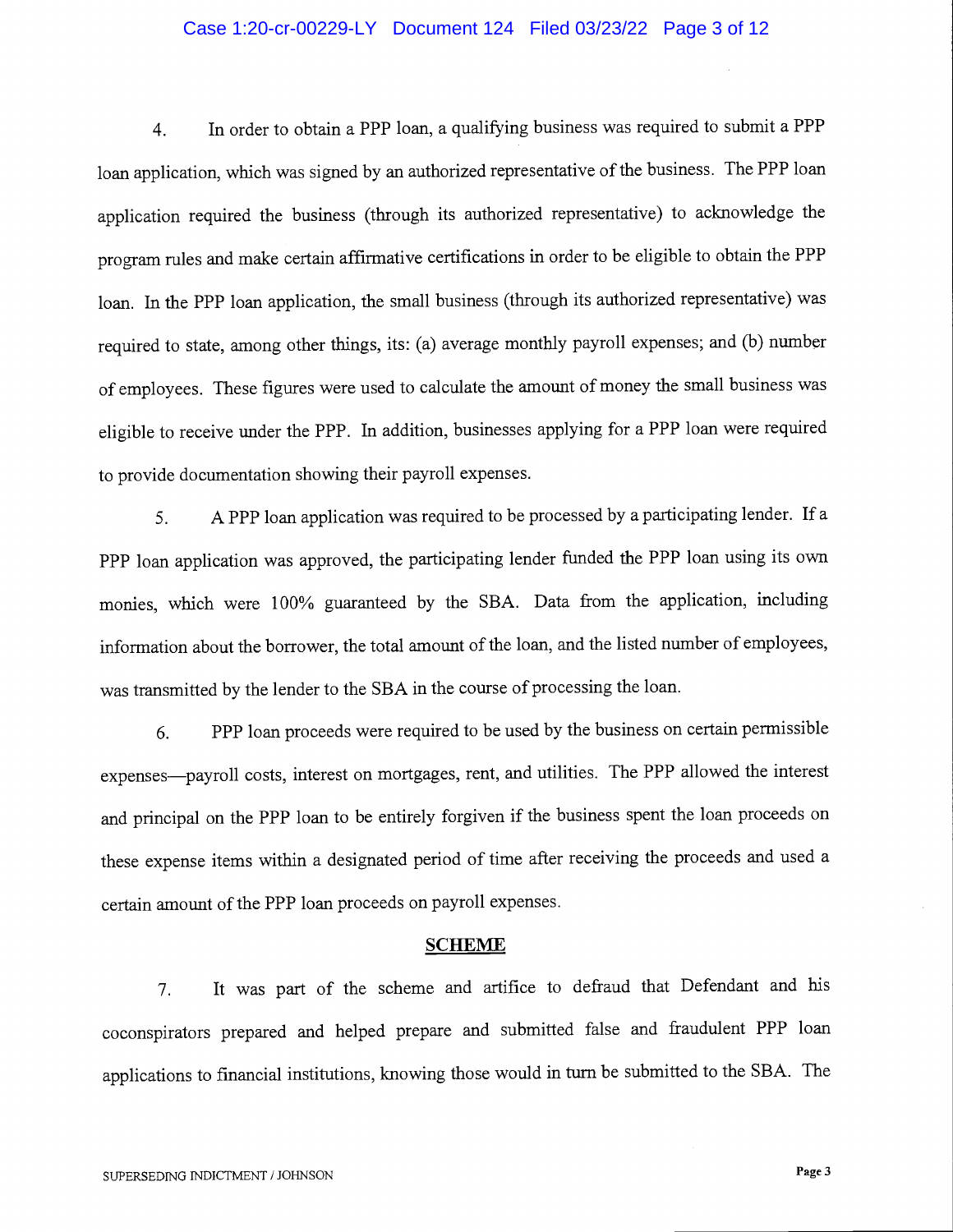4. In order to obtain a PPP loan, a qualifying business was required to submit a PPP loan application, which was signed by an authorized representative of the business. The PPP loan application required the business (through its authorized representative) to acknowledge the program rules and make certain affirmative certifications in order to be eligible to obtain the PPP loan. In the PPP loan application, the small business (through its authorized representative) was required to state, among other things, its: (a) average monthly payroll expenses; and (b) number of employees. These figures were used to calculate the amount of money the small business was eligible to receive under the PPP. In addition, businesses applying for a PPP loan were required to provide documentation showing their payroll expenses.

5. A PPP loan application was required to be processed by a participating lender. If a PPP loan application was approved, the participating lender funded the PPP loan using its own monies, which were 100% guaranteed by the SBA. Data from the application, including information about the borrower, the total amount of the loan, and the listed number of employees, was transmitted by the lender to the SBA in the course of processing the loan.

6. PPP loan proceeds were required to be used by the business on certain permissible expenses—payroll costs, interest on mortgages, rent, and utilities. The PPP allowed the interest and principal on the PPP loan to be entirely forgiven if the business spent the loan proceeds on these expense items within a designated period of time after receiving the proceeds and used a certain amount of the PPP loan proceeds on payroll expenses.

## SCHEME

7. It was part of the scheme and artifice to defraud that Defendant and his coconspirators prepared and helped prepare and submitted false and fraudulent PPP loan applications to financial institutions, knowing those would in turn be submitted to the SBA. The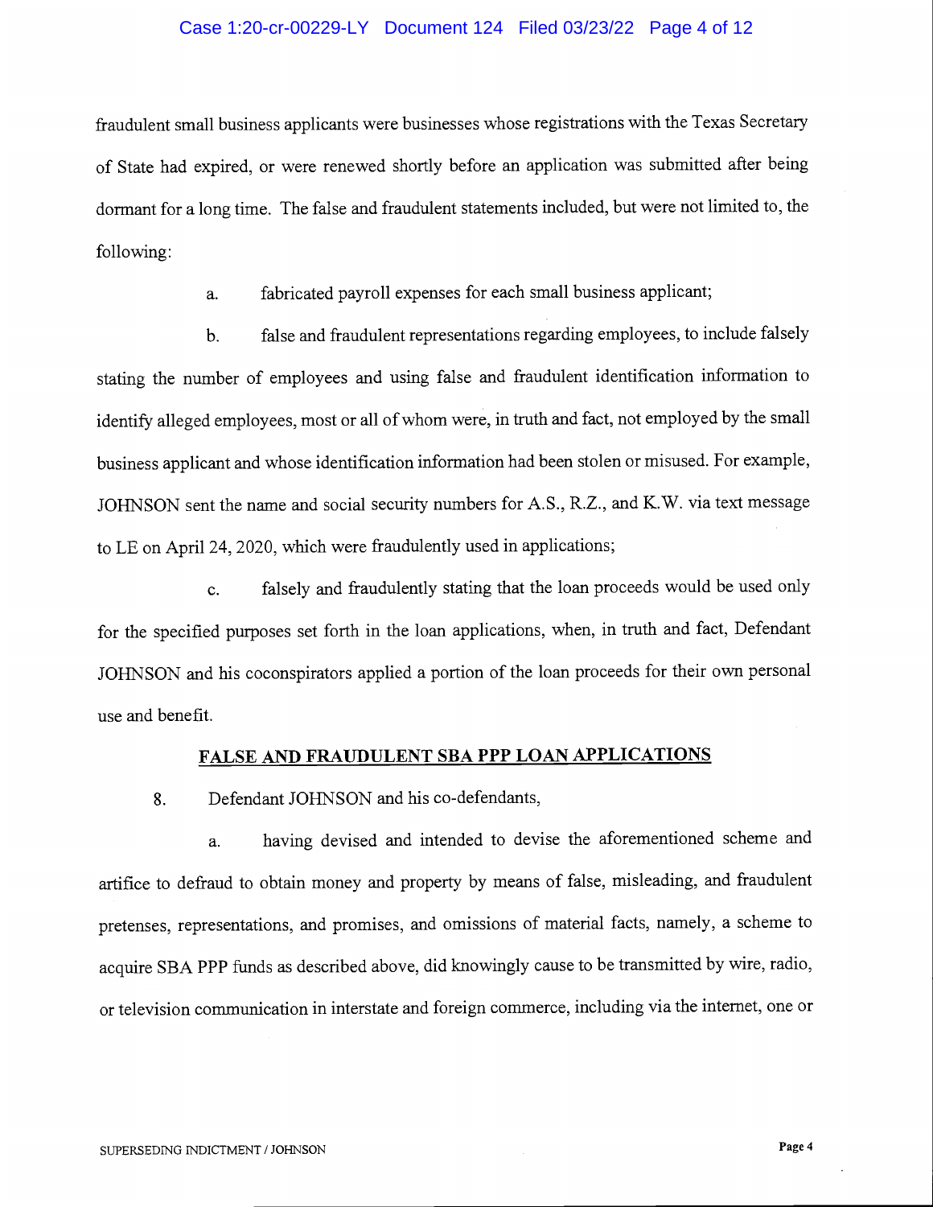fraudulent small business applicants were businesses whose registrations with the Texas Secretary of State had expired, or were renewed shortly before an application was submitted after being dormant for a long time. The false and fraudulent statements included, but were not limited to, the following:

a. fabricated payroll expenses for each small business applicant;

b. false and fraudulent representations regarding employees, to include falsely stating the number of employees and using false and fraudulent identification information to identify alleged employees, most or all of whom were, in truth and fact, not employed by the small business applicant and whose identification information had been stolen or misused. For example, JOHNSON sent the name and social security numbers for A.S., R.Z., and K.W. via text message to LE on April 24, 2020, which were fraudulently used in applications;

c. falsely and fraudulently stating that the loan proceeds would be used only for the specified purposes set forth in the loan applications, when, in truth and fact, Defendant JOHNSON and his coconspirators applied a portion of the loan proceeds for their own personal use and benefit.

## FALSE AND FRAUDULENT SBA PPP LOAN APPLICATIONS

8. Defendant JOHNSON and his co-defendants,

a. having devised and intended to devise the aforementioned scheme and artifice to defraud to obtain money and property by means of false, misleading, and fraudulent pretenses, representations, and promises, and omissions of material facts, namely, a scheme to acquire SBA PPP funds as described above, did knowingly cause to be transmitted by wire, radio, or television communication in interstate and foreign commerce, including via the internet, one or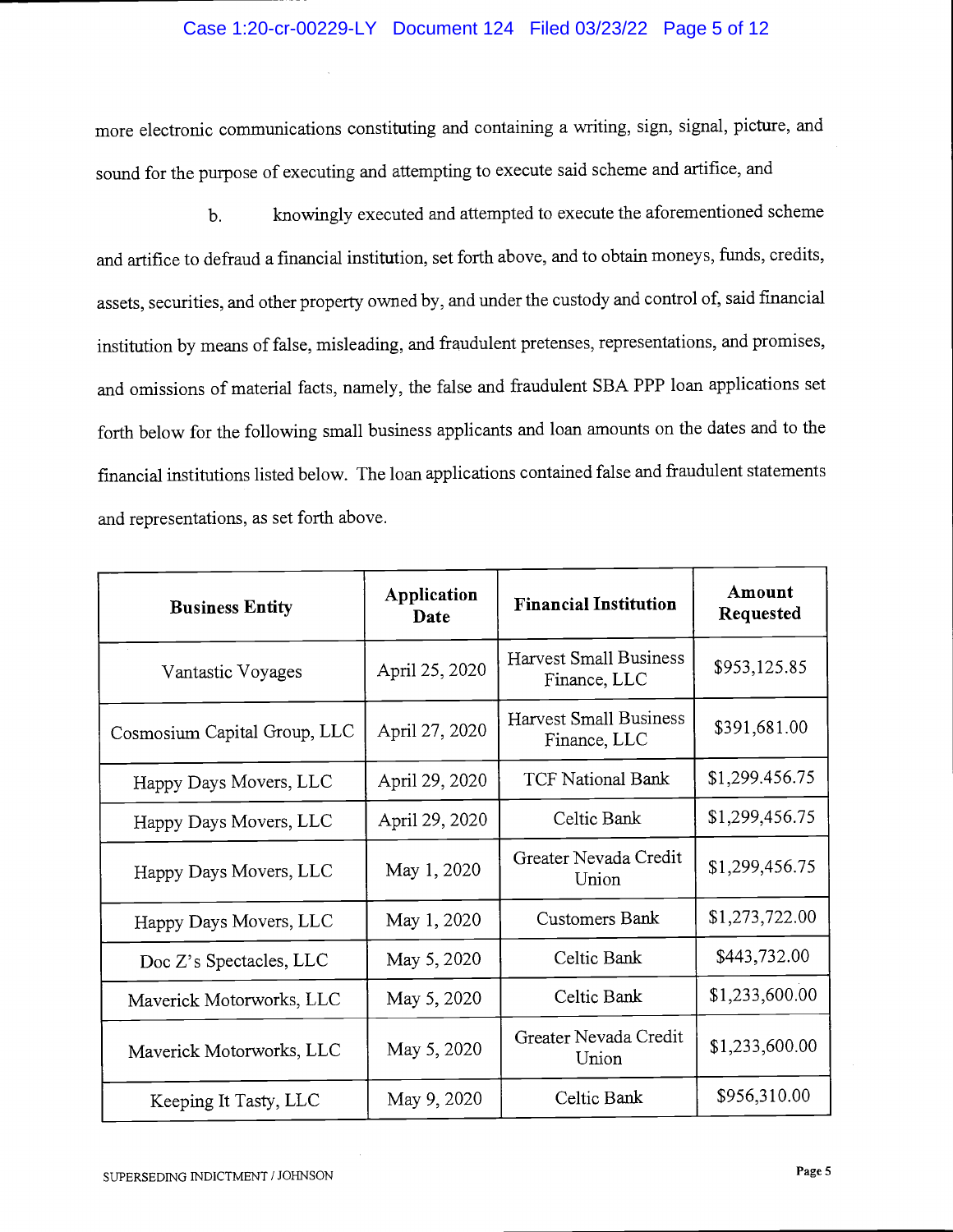more electronic communications constituting and containing a writing, sign, signal, picture, and sound for the purpose of executing and attempting to execute said scheme and artifice, and

b. knowingly executed and attempted to execute the aforementioned scheme and artifice to defraud a financial institution, set forth above, and to obtain moneys, funds, credits, assets, securities, and other property owned by, and under the custody and control of, said financial institution by means of false, misleading, and fraudulent pretenses, representations, and promises, and omissions of material facts, namely, the false and fraudulent SBA PPP loan applications set forth below for the following small business applicants and loan amounts on the dates and to the financial institutions listed below. The loan applications contained false and fraudulent statements and representations, as set forth above.

| Business Entity | Application Date | Financial Institution | Amount Requested |
|---|---|---|---|
| Vantastic Voyages | April 25, 2020 | Harvest Small Business Finance, LLC | $953,125.85 |
| Cosmosium Capital Group, LLC | April 27, 2020 | Harvest Small Business Finance, LLC | $391,681.00 |
| Happy Days Movers, LLC | April 29, 2020 | TCF National Bank | $1,299.456.75 |
| Happy Days Movers, LLC | April 29, 2020 | Celtic Bank | $1,299,456.75 |
| Happy Days Movers, LLC | May 1, 2020 | Greater Nevada Credit Union | $1,299,456.75 |
| Happy Days Movers, LLC | May 1, 2020 | Customers Bank | $1,273,722.00 |
| Doc Z's Spectacles, LLC | May 5, 2020 | Celtic Bank | $443,732.00 |
| Maverick Motorworks, LLC | May 5, 2020 | Celtic Bank | $1,233,600.00 |
| Maverick Motorworks, LLC | May 5, 2020 | Greater Nevada Credit Union | $1,233,600.00 |
| Keeping It Tasty, LLC | May 9, 2020 | Celtic Bank | $956,310.00 |

SUPERSEDING INDICTMENT / JOHNSON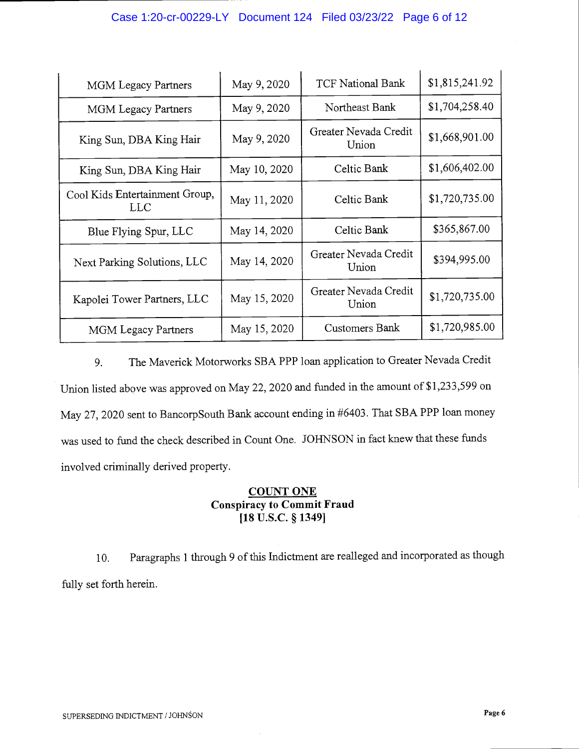| | | | |
|---|---|---|---|
| MGM Legacy Partners | May 9, 2020 | TCF National Bank | $1,815,241.92 |
| MGM Legacy Partners | May 9, 2020 | Northeast Bank | $1,704,258.40 |
| King Sun, DBA King Hair | May 9, 2020 | Greater Nevada Credit Union | $1,668,901.00 |
| King Sun, DBA King Hair | May 10, 2020 | Celtic Bank | $1,606,402.00 |
| Cool Kids Entertainment Group, LLC | May 11, 2020 | Celtic Bank | $1,720,735.00 |
| Blue Flying Spur, LLC | May 14, 2020 | Celtic Bank | $365,867.00 |
| Next Parking Solutions, LLC | May 14, 2020 | Greater Nevada Credit Union | $394,995.00 |
| Kapolei Tower Partners, LLC | May 15, 2020 | Greater Nevada Credit Union | $1,720,735.00 |
| MGM Legacy Partners | May 15, 2020 | Customers Bank | $1,720,985.00 |

9. The Maverick Motorworks SBA PPP loan application to Greater Nevada Credit Union listed above was approved on May 22, 2020 and funded in the amount of $1,233,599 on May 27, 2020 sent to BancorpSouth Bank account ending in #6403. That SBA PPP loan money was used to fund the check described in Count One. JOHNSON in fact knew that these funds involved criminally derived property.

## COUNT ONE
**Conspiracy to Commit Fraud**
**[18 U.S.C. § 1349]**

10. Paragraphs 1 through 9 of this Indictment are realleged and incorporated as though fully set forth herein.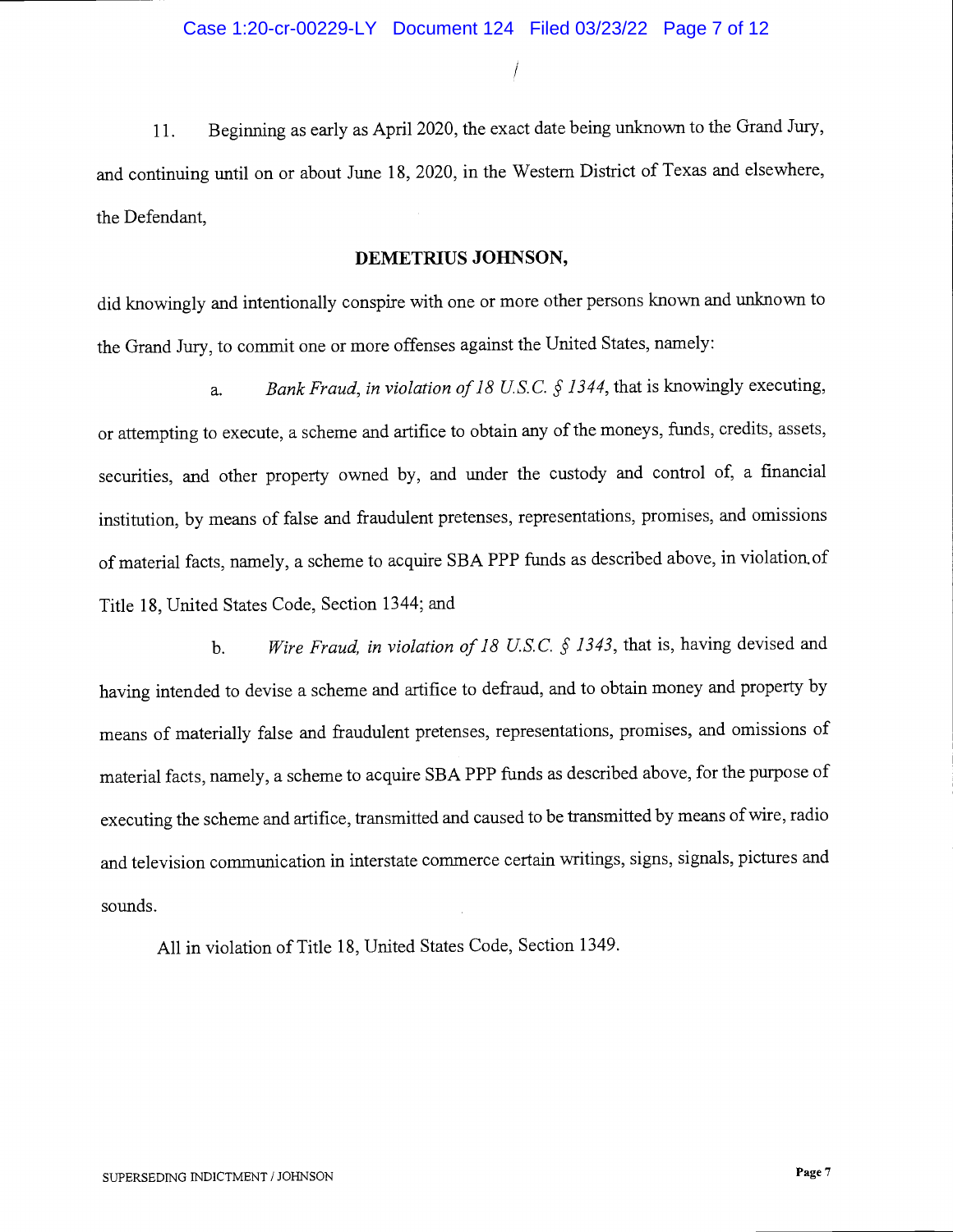11. Beginning as early as April 2020, the exact date being unknown to the Grand Jury, and continuing until on or about June 18, 2020, in the Western District of Texas and elsewhere, the Defendant,

**DEMETRIUS JOHNSON,**

did knowingly and intentionally conspire with one or more other persons known and unknown to the Grand Jury, to commit one or more offenses against the United States, namely:

a. *Bank Fraud, in violation of 18 U.S.C. § 1344*, that is knowingly executing, or attempting to execute, a scheme and artifice to obtain any of the moneys, funds, credits, assets, securities, and other property owned by, and under the custody and control of, a financial institution, by means of false and fraudulent pretenses, representations, promises, and omissions of material facts, namely, a scheme to acquire SBA PPP funds as described above, in violation of Title 18, United States Code, Section 1344; and

b. *Wire Fraud, in violation of 18 U.S.C. § 1343*, that is, having devised and having intended to devise a scheme and artifice to defraud, and to obtain money and property by means of materially false and fraudulent pretenses, representations, promises, and omissions of material facts, namely, a scheme to acquire SBA PPP funds as described above, for the purpose of executing the scheme and artifice, transmitted and caused to be transmitted by means of wire, radio and television communication in interstate commerce certain writings, signs, signals, pictures and sounds.

All in violation of Title 18, United States Code, Section 1349.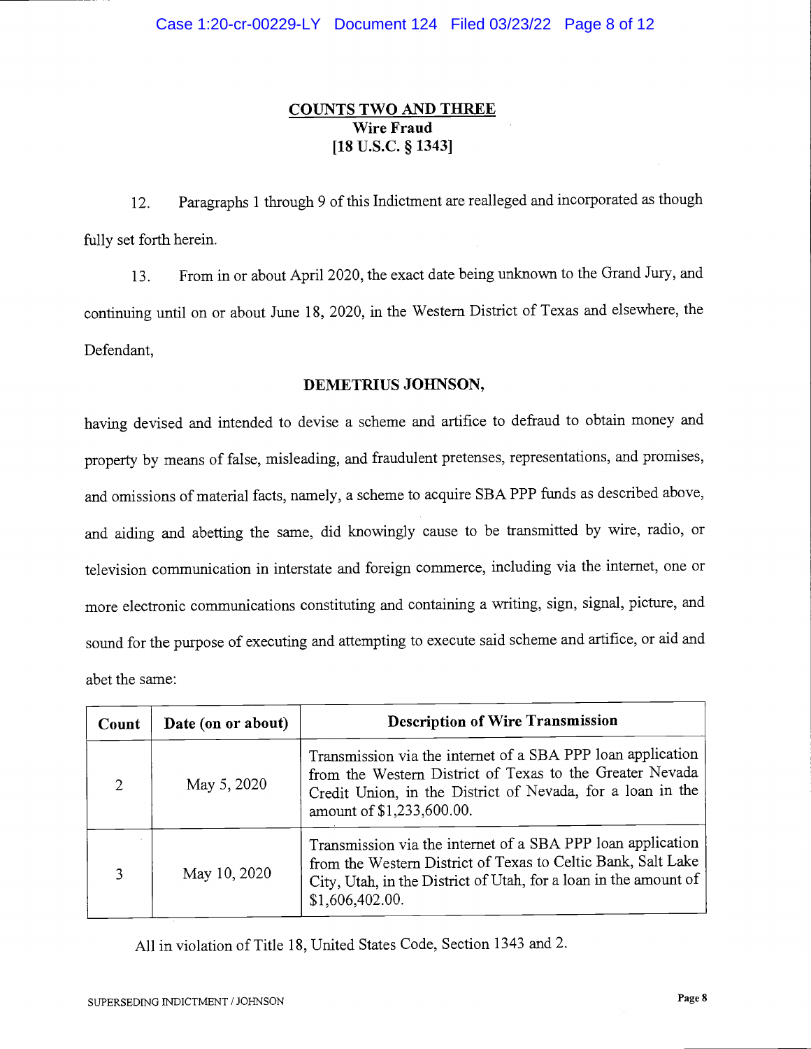## COUNTS TWO AND THREE

**Wire Fraud**

**[18 U.S.C. § 1343]**

12. Paragraphs 1 through 9 of this Indictment are realleged and incorporated as though fully set forth herein.

13. From in or about April 2020, the exact date being unknown to the Grand Jury, and continuing until on or about June 18, 2020, in the Western District of Texas and elsewhere, the Defendant,

**DEMETRIUS JOHNSON,**

having devised and intended to devise a scheme and artifice to defraud to obtain money and property by means of false, misleading, and fraudulent pretenses, representations, and promises, and omissions of material facts, namely, a scheme to acquire SBA PPP funds as described above, and aiding and abetting the same, did knowingly cause to be transmitted by wire, radio, or television communication in interstate and foreign commerce, including via the internet, one or more electronic communications constituting and containing a writing, sign, signal, picture, and sound for the purpose of executing and attempting to execute said scheme and artifice, or aid and abet the same:

| Count | Date (on or about) | Description of Wire Transmission |
|---|---|---|
| 2 | May 5, 2020 | Transmission via the internet of a SBA PPP loan application from the Western District of Texas to the Greater Nevada Credit Union, in the District of Nevada, for a loan in the amount of $1,233,600.00. |
| 3 | May 10, 2020 | Transmission via the internet of a SBA PPP loan application from the Western District of Texas to Celtic Bank, Salt Lake City, Utah, in the District of Utah, for a loan in the amount of $1,606,402.00. |

All in violation of Title 18, United States Code, Section 1343 and 2.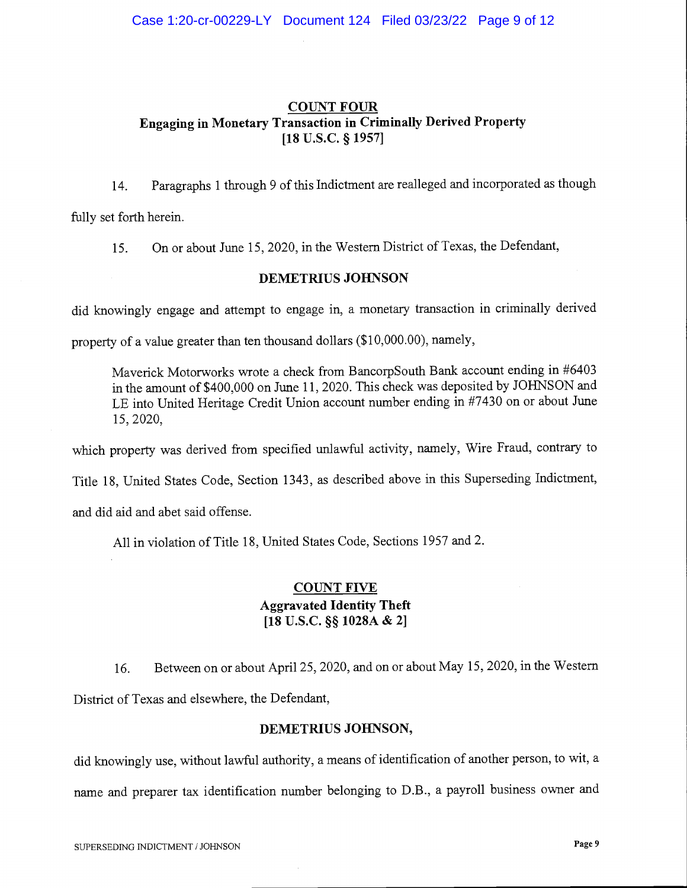## COUNT FOUR
**Engaging in Monetary Transaction in Criminally Derived Property**
**[18 U.S.C. § 1957]**

14. Paragraphs 1 through 9 of this Indictment are realleged and incorporated as though fully set forth herein.

15. On or about June 15, 2020, in the Western District of Texas, the Defendant,

**DEMETRIUS JOHNSON**

did knowingly engage and attempt to engage in, a monetary transaction in criminally derived property of a value greater than ten thousand dollars ($10,000.00), namely,

> Maverick Motorworks wrote a check from BancorpSouth Bank account ending in #6403 in the amount of $400,000 on June 11, 2020. This check was deposited by JOHNSON and LE into United Heritage Credit Union account number ending in #7430 on or about June 15, 2020,

which property was derived from specified unlawful activity, namely, Wire Fraud, contrary to Title 18, United States Code, Section 1343, as described above in this Superseding Indictment, and did aid and abet said offense.

All in violation of Title 18, United States Code, Sections 1957 and 2.

## COUNT FIVE
**Aggravated Identity Theft**
**[18 U.S.C. §§ 1028A & 2]**

16. Between on or about April 25, 2020, and on or about May 15, 2020, in the Western District of Texas and elsewhere, the Defendant,

**DEMETRIUS JOHNSON,**

did knowingly use, without lawful authority, a means of identification of another person, to wit, a name and preparer tax identification number belonging to D.B., a payroll business owner and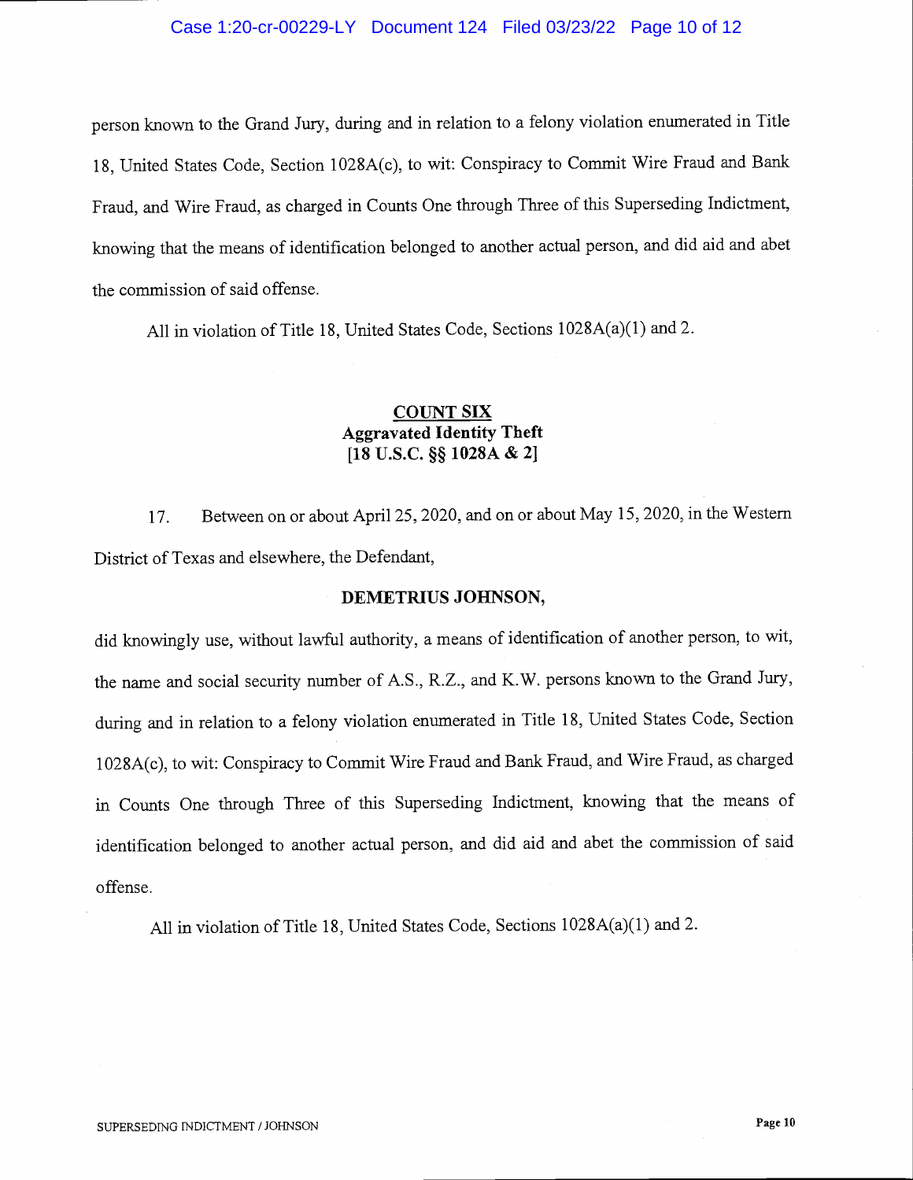person known to the Grand Jury, during and in relation to a felony violation enumerated in Title 18, United States Code, Section 1028A(c), to wit: Conspiracy to Commit Wire Fraud and Bank Fraud, and Wire Fraud, as charged in Counts One through Three of this Superseding Indictment, knowing that the means of identification belonged to another actual person, and did aid and abet the commission of said offense.

All in violation of Title 18, United States Code, Sections 1028A(a)(1) and 2.

**COUNT SIX**
**Aggravated Identity Theft**
**[18 U.S.C. §§ 1028A & 2]**

17. Between on or about April 25, 2020, and on or about May 15, 2020, in the Western District of Texas and elsewhere, the Defendant,

**DEMETRIUS JOHNSON,**

did knowingly use, without lawful authority, a means of identification of another person, to wit, the name and social security number of A.S., R.Z., and K.W. persons known to the Grand Jury, during and in relation to a felony violation enumerated in Title 18, United States Code, Section 1028A(c), to wit: Conspiracy to Commit Wire Fraud and Bank Fraud, and Wire Fraud, as charged in Counts One through Three of this Superseding Indictment, knowing that the means of identification belonged to another actual person, and did aid and abet the commission of said offense.

All in violation of Title 18, United States Code, Sections 1028A(a)(1) and 2.

SUPERSEDING INDICTMENT / JOHNSON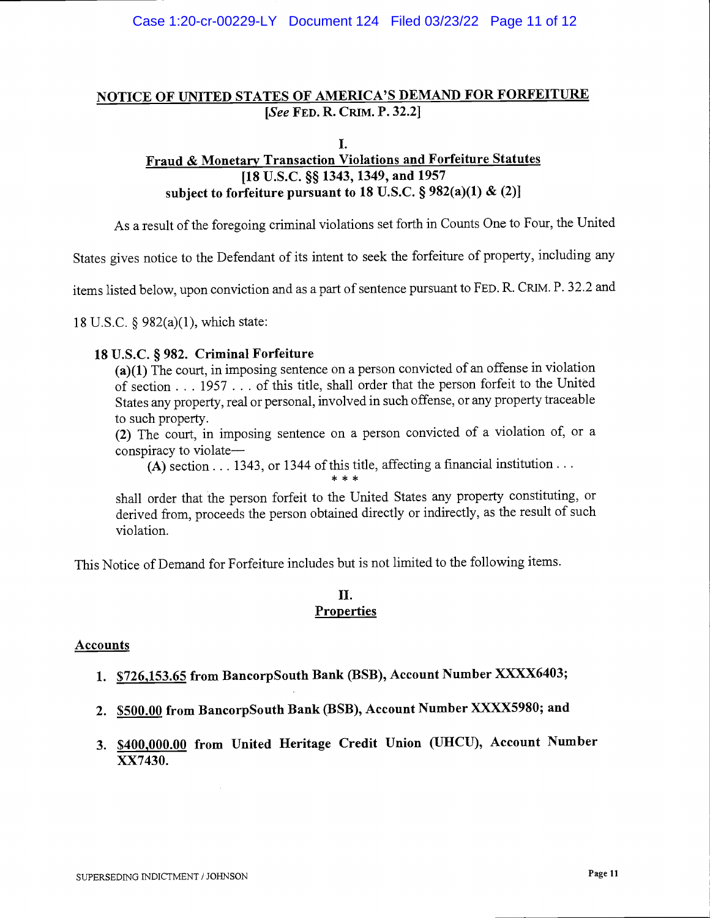# NOTICE OF UNITED STATES OF AMERICA'S DEMAND FOR FORFEITURE

**[*See* FED. R. CRIM. P. 32.2]**

## I.

## Fraud & Monetary Transaction Violations and Forfeiture Statutes

**[18 U.S.C. §§ 1343, 1349, and 1957 subject to forfeiture pursuant to 18 U.S.C. § 982(a)(1) & (2)]**

As a result of the foregoing criminal violations set forth in Counts One to Four, the United States gives notice to the Defendant of its intent to seek the forfeiture of property, including any items listed below, upon conviction and as a part of sentence pursuant to FED. R. CRIM. P. 32.2 and 18 U.S.C. § 982(a)(1), which state:

> **18 U.S.C. § 982. Criminal Forfeiture**
>
> **(a)(1)** The court, in imposing sentence on a person convicted of an offense in violation of section . . . 1957 . . . of this title, shall order that the person forfeit to the United States any property, real or personal, involved in such offense, or any property traceable to such property.
>
> **(2)** The court, in imposing sentence on a person convicted of a violation of, or a conspiracy to violate—
>
> > **(A)** section . . . 1343, or 1344 of this title, affecting a financial institution . . .
>
> \* \* \*
>
> shall order that the person forfeit to the United States any property constituting, or derived from, proceeds the person obtained directly or indirectly, as the result of such violation.

This Notice of Demand for Forfeiture includes but is not limited to the following items.

## II.

## Properties

### Accounts

1. **<u>$726,153.65</u> from BancorpSouth Bank (BSB), Account Number XXXX6403;**
2. **<u>$500.00</u> from BancorpSouth Bank (BSB), Account Number XXXX5980; and**
3. **<u>$400,000.00</u> from United Heritage Credit Union (UHCU), Account Number XX7430.**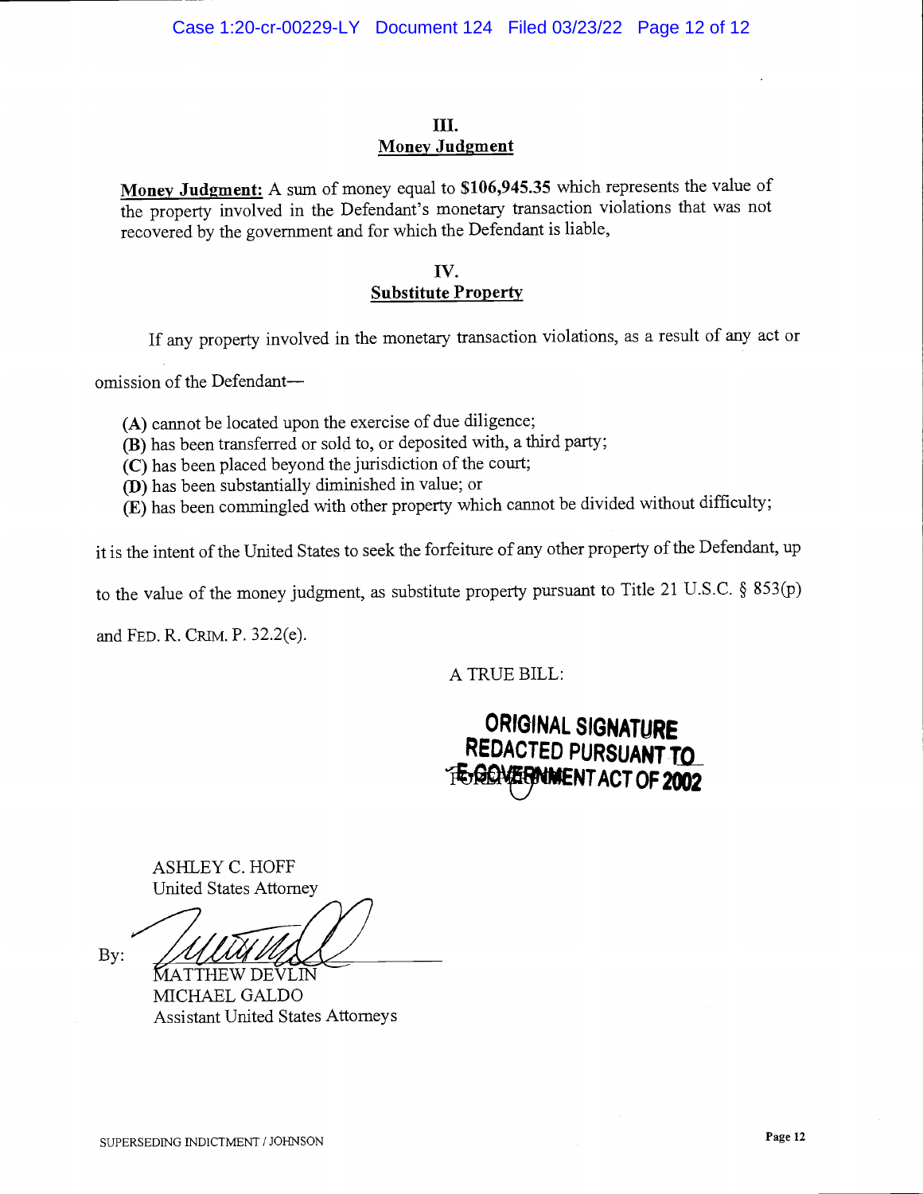## III.
## Money Judgment

**Money Judgment:** A sum of money equal to **$106,945.35** which represents the value of the property involved in the Defendant's monetary transaction violations that was not recovered by the government and for which the Defendant is liable,

## IV.
## Substitute Property

If any property involved in the monetary transaction violations, as a result of any act or omission of the Defendant—

**(A)** cannot be located upon the exercise of due diligence;
**(B)** has been transferred or sold to, or deposited with, a third party;
**(C)** has been placed beyond the jurisdiction of the court;
**(D)** has been substantially diminished in value; or
**(E)** has been commingled with other property which cannot be divided without difficulty;

it is the intent of the United States to seek the forfeiture of any other property of the Defendant, up to the value of the money judgment, as substitute property pursuant to Title 21 U.S.C. § 853(p) and FED. R. CRIM. P. 32.2(e).

A TRUE BILL:

ORIGINAL SIGNATURE REDACTED PURSUANT TO E-GOVERNMENT ACT OF 2002

ASHLEY C. HOFF
United States Attorney

By: [signature]
MATTHEW DEVLIN
MICHAEL GALDO
Assistant United States Attorneys

SUPERSEDING INDICTMENT / JOHNSON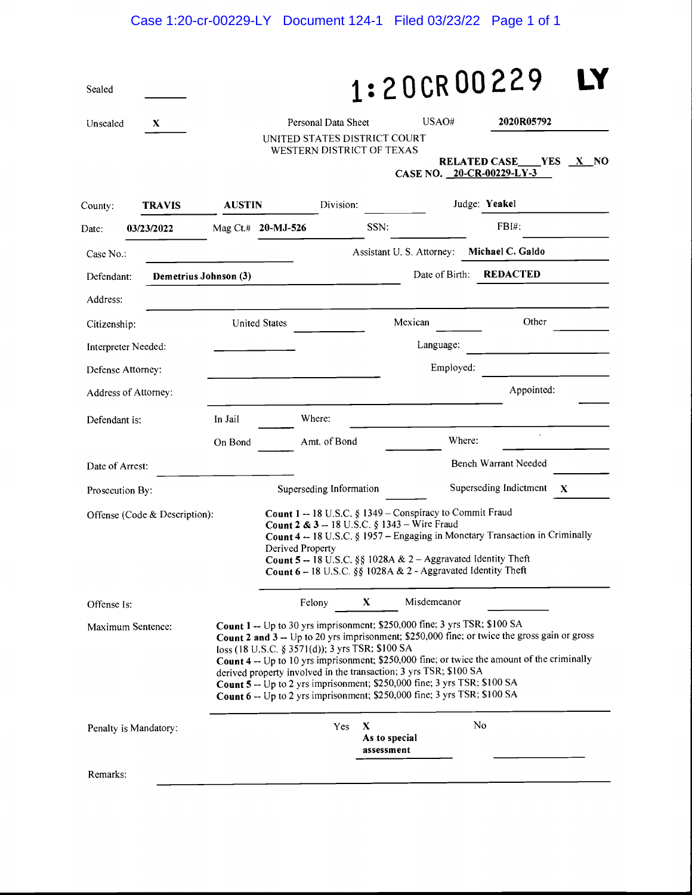1:20CR00229 LY

Sealed ______

Unsealed **X**

Personal Data Sheet
UNITED STATES DISTRICT COURT
WESTERN DISTRICT OF TEXAS

USAO# **2020R05792**

**RELATED CASE** ____ **YES** **X** **NO**
**CASE NO.** **20-CR-00229-LY-3**

| | | | | | | | |
|---|---|---|---|---|---|---|---|
| County: | **TRAVIS** | **AUSTIN** | Division: | | Judge: | **Yeakel** | |
| Date: | **03/23/2022** | Mag Ct.# | **20-MJ-526** | SSN: | | FBI#: | |
| Case No.: | | | | Assistant U. S. Attorney: | | **Michael C. Galdo** | |
| Defendant: | **Demetrius Johnson (3)** | | | Date of Birth: | | **REDACTED** | |
| Address: | | | | | | | |
| Citizenship: | United States | | Mexican | | Other | | |
| Interpreter Needed: | | | Language: | | | | |
| Defense Attorney: | | | Employed: | | | | |
| Address of Attorney: | | | Appointed: | | | | |
| Defendant is: | In Jail | | Where: | | | | |
| | On Bond | | Amt. of Bond | | Where: | | |
| Date of Arrest: | | | Bench Warrant Needed | | | | |
| Prosecution By: | Superseding Information | | Superseding Indictment | **X** | | | |

Offense (Code & Description):

**Count 1** -- 18 U.S.C. § 1349 – Conspiracy to Commit Fraud
**Count 2 & 3** -- 18 U.S.C. § 1343 – Wire Fraud
**Count 4** -- 18 U.S.C. § 1957 – Engaging in Monetary Transaction in Criminally Derived Property
**Count 5** -- 18 U.S.C. §§ 1028A & 2 – Aggravated Identity Theft
**Count 6** – 18 U.S.C. §§ 1028A & 2 - Aggravated Identity Theft

Offense Is: Felony **X** Misdemeanor ______

Maximum Sentence:

**Count 1** -- Up to 30 yrs imprisonment; $250,000 fine; 3 yrs TSR; $100 SA
**Count 2 and 3** -- Up to 20 yrs imprisonment; $250,000 fine; or twice the gross gain or gross loss (18 U.S.C. § 3571(d)); 3 yrs TSR; $100 SA
**Count 4** -- Up to 10 yrs imprisonment; $250,000 fine; or twice the amount of the criminally derived property involved in the transaction; 3 yrs TSR; $100 SA
**Count 5** -- Up to 2 yrs imprisonment; $250,000 fine; 3 yrs TSR; $100 SA
**Count 6** -- Up to 2 yrs imprisonment; $250,000 fine; 3 yrs TSR; $100 SA

Penalty is Mandatory: Yes **X** **As to special assessment** No ______

Remarks: